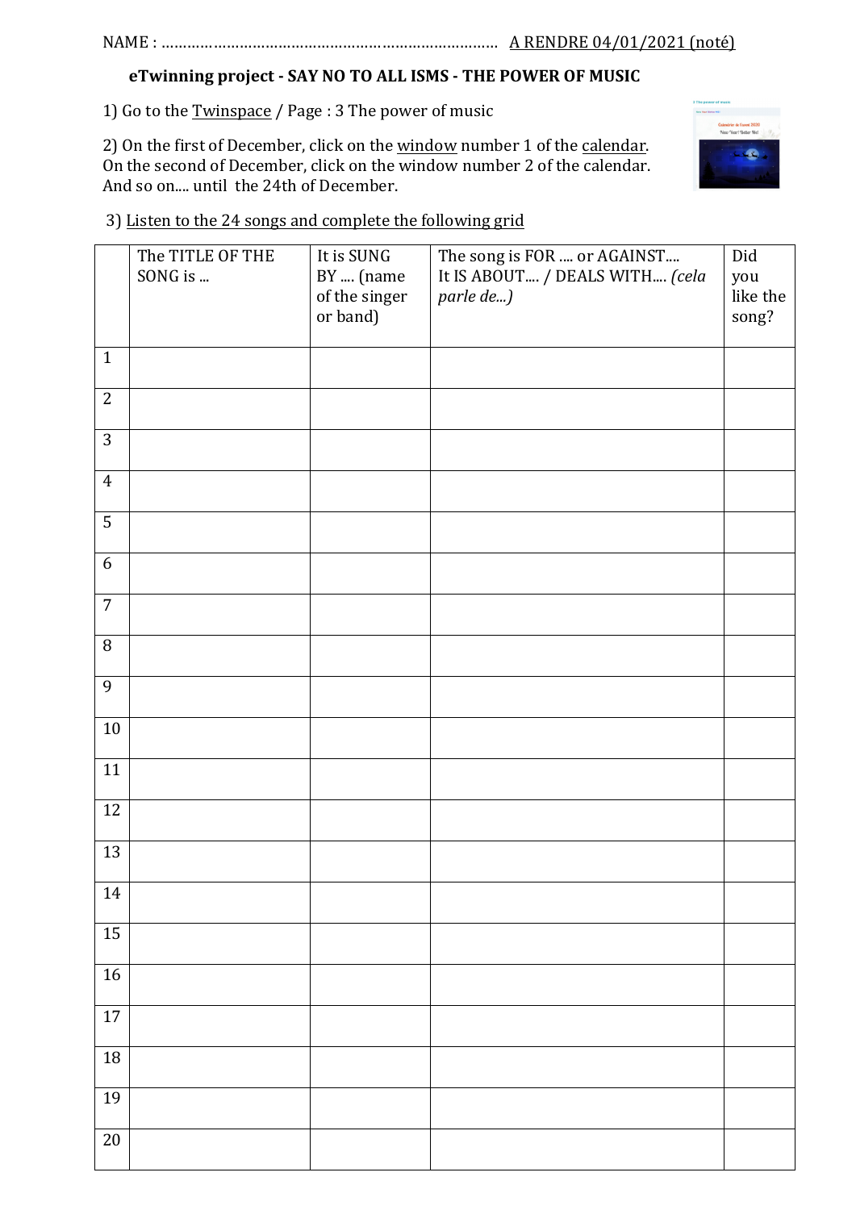NAME : …………………………………………………………………… A RENDRE 04/01/2021 (noté)

**eTwinning project - SAY NO TO ALL ISMS - THE POWER OF MUSIC**

1) Go to the Twinspace / Page : 3 The power of music

2) On the first of December, click on the window number 1 of the calendar.
On the second of December, click on the window number 2 of the calendar.
And so on.... until the 24th of December.

3) Listen to the 24 songs and complete the following grid

| | The TITLE OF THE SONG is ... | It is SUNG BY .... (name of the singer or band) | The song is FOR .... or AGAINST.... It IS ABOUT.... / DEALS WITH.... *(cela parle de...)* | Did you like the song? |
|---|---|---|---|---|
| 1 | | | | |
| 2 | | | | |
| 3 | | | | |
| 4 | | | | |
| 5 | | | | |
| 6 | | | | |
| 7 | | | | |
| 8 | | | | |
| 9 | | | | |
| 10 | | | | |
| 11 | | | | |
| 12 | | | | |
| 13 | | | | |
| 14 | | | | |
| 15 | | | | |
| 16 | | | | |
| 17 | | | | |
| 18 | | | | |
| 19 | | | | |
| 20 | | | | |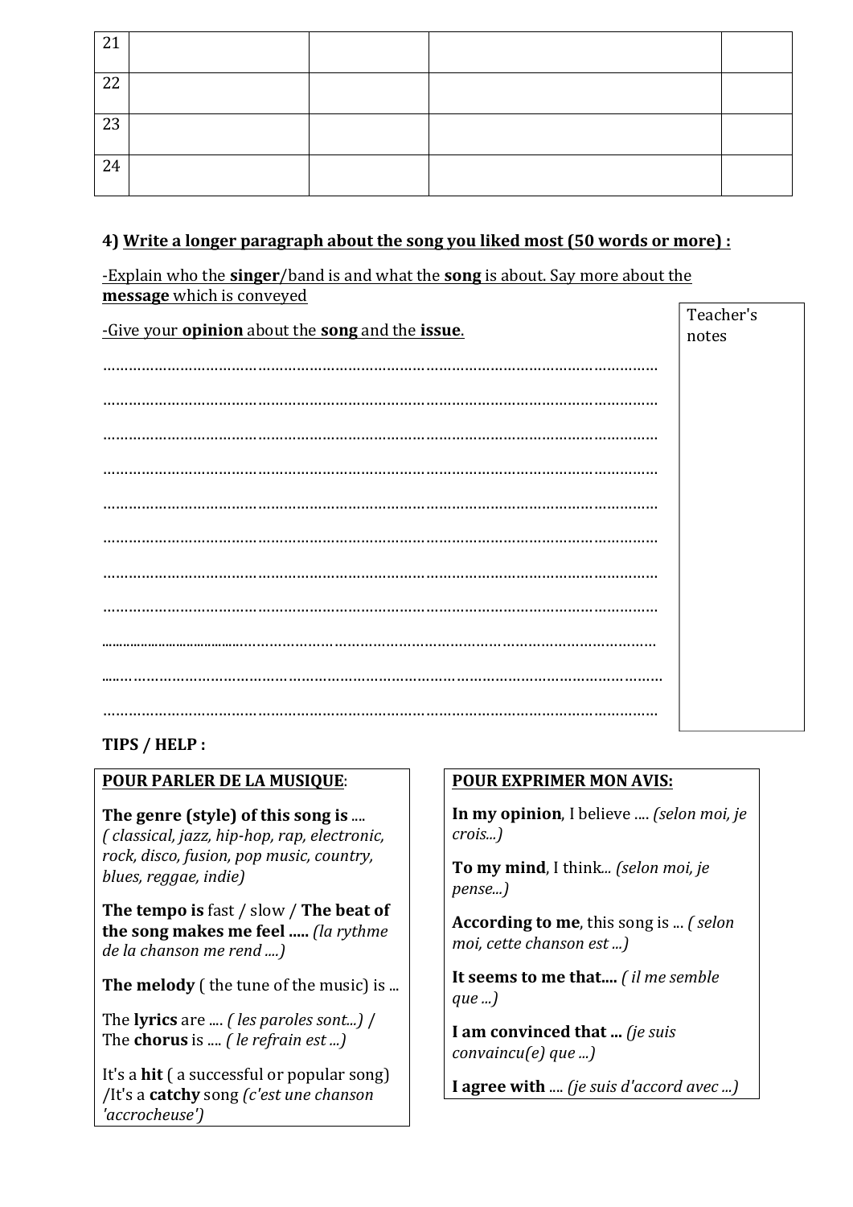| | | | | |
|---|---|---|---|---|
| 21 | | | | |
| 22 | | | | |
| 23 | | | | |
| 24 | | | | |

**4) Write a longer paragraph about the song you liked most (50 words or more) :**

-Explain who the **singer**/band is and what the **song** is about. Say more about the **message** which is conveyed

-Give your **opinion** about the **song** and the **issue**.

Teacher's notes

……………………………………………………………………………………………………………

……………………………………………………………………………………………………………

……………………………………………………………………………………………………………

……………………………………………………………………………………………………………

……………………………………………………………………………………………………………

……………………………………………………………………………………………………………

……………………………………………………………………………………………………………

……………………………………………………………………………………………………………

……………………………………………………………………………………………………………

……………………………………………………………………………………………………………

……………………………………………………………………………………………………………

**TIPS / HELP :**

**POUR PARLER DE LA MUSIQUE**:

**The genre (style) of this song is** .... *( classical, jazz, hip-hop, rap, electronic, rock, disco, fusion, pop music, country, blues, reggae, indie)*

**The tempo is** fast / slow / **The beat of the song makes me feel .....** *(la rythme de la chanson me rend ....)*

**The melody** ( the tune of the music) is ...

The **lyrics** are .... *( les paroles sont...)* / The **chorus** is .... *( le refrain est ...)*

It's a **hit** ( a successful or popular song) /It's a **catchy** song *(c'est une chanson 'accrocheuse')*

**POUR EXPRIMER MON AVIS:**

**In my opinion**, I believe .... *(selon moi, je crois...)*

**To my mind**, I think... *(selon moi, je pense...)*

**According to me**, this song is ... *( selon moi, cette chanson est ...)*

**It seems to me that....** *( il me semble que ...)*

**I am convinced that ...** *(je suis convaincu(e) que ...)*

**I agree with** .... *(je suis d'accord avec ...)*